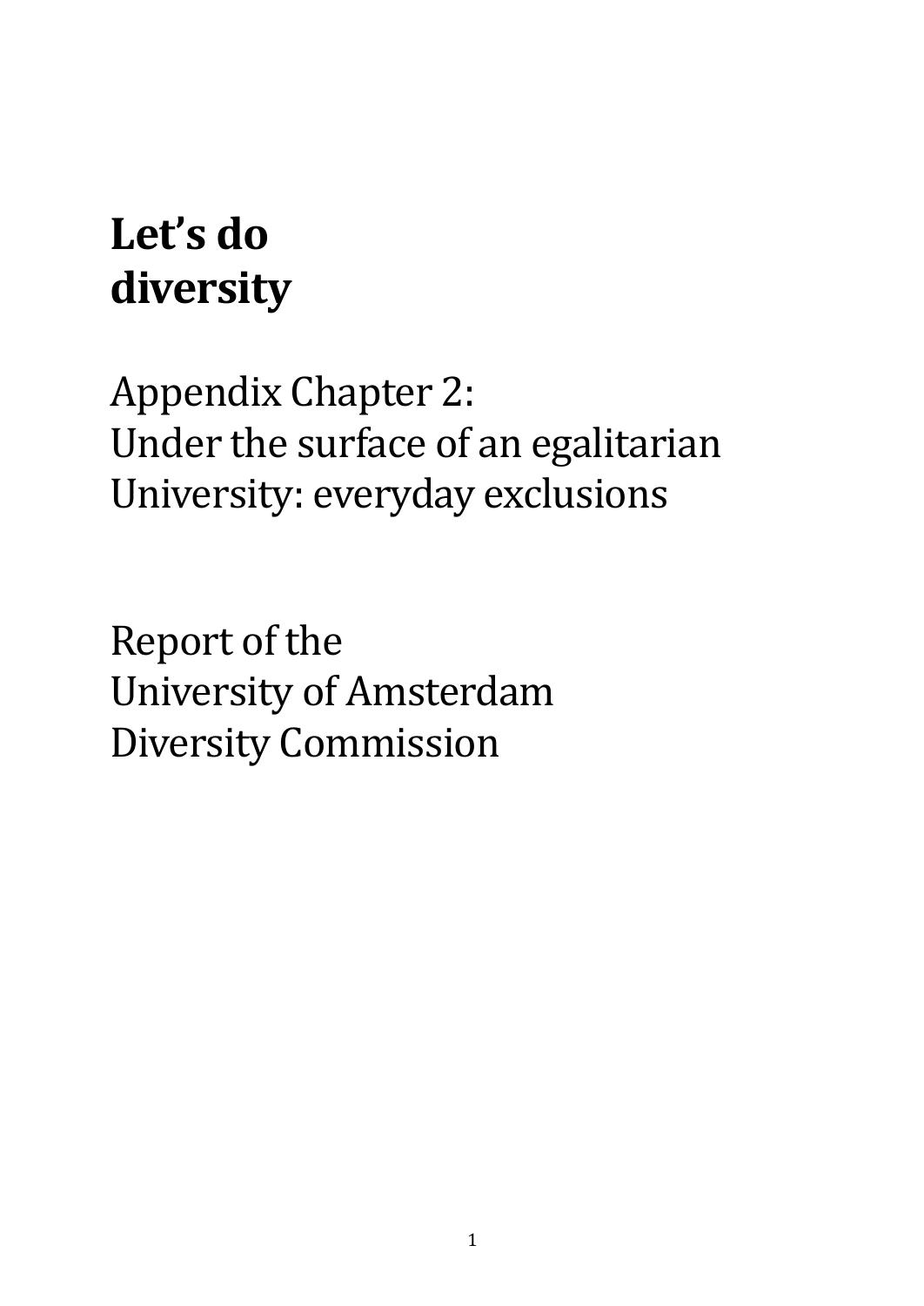# Let's do diversity

Appendix Chapter 2:
Under the surface of an egalitarian University: everyday exclusions

Report of the
University of Amsterdam
Diversity Commission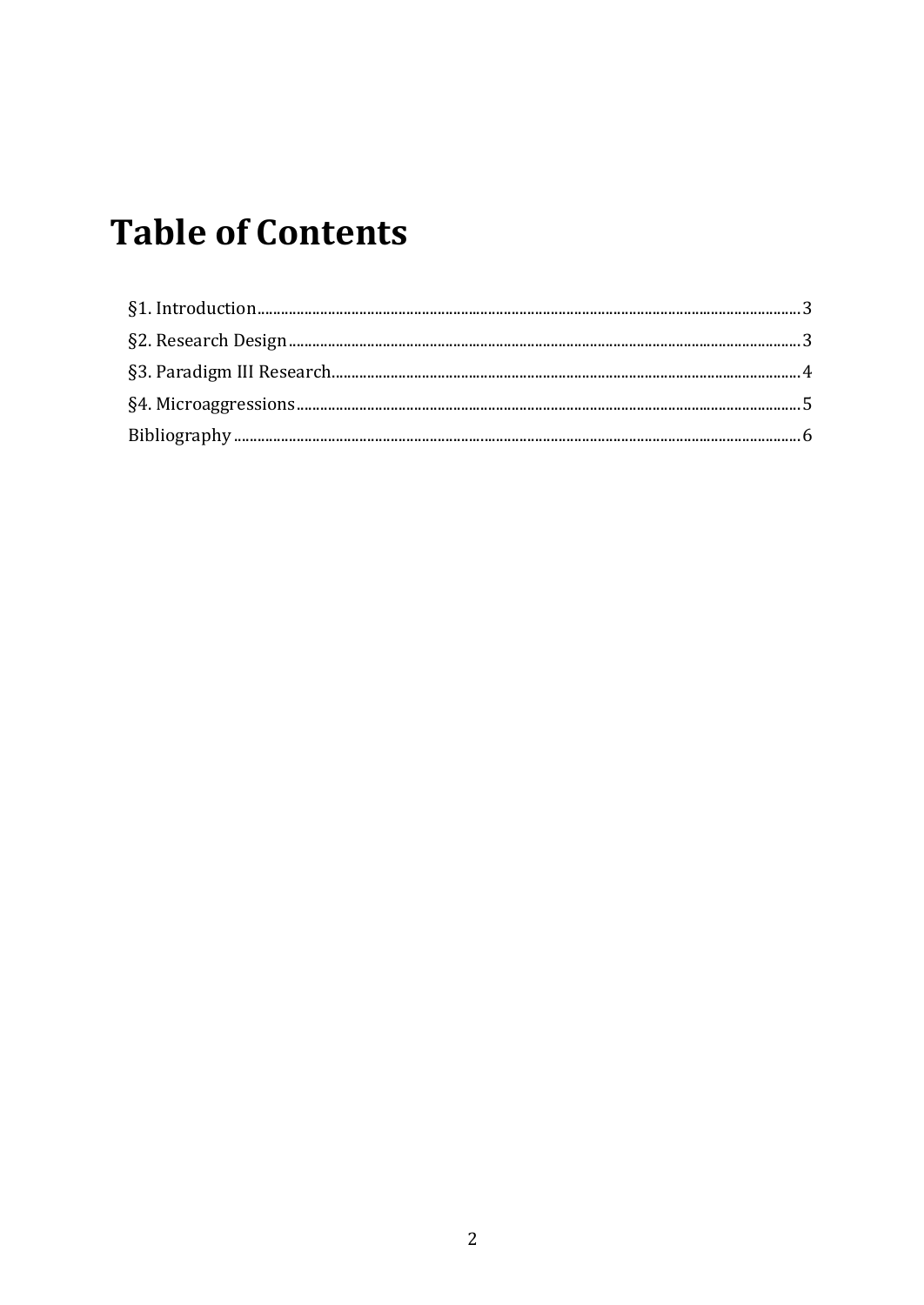# Table of Contents

§1. Introduction .......... 3
§2. Research Design .......... 3
§3. Paradigm III Research .......... 4
§4. Microaggressions .......... 5
Bibliography .......... 6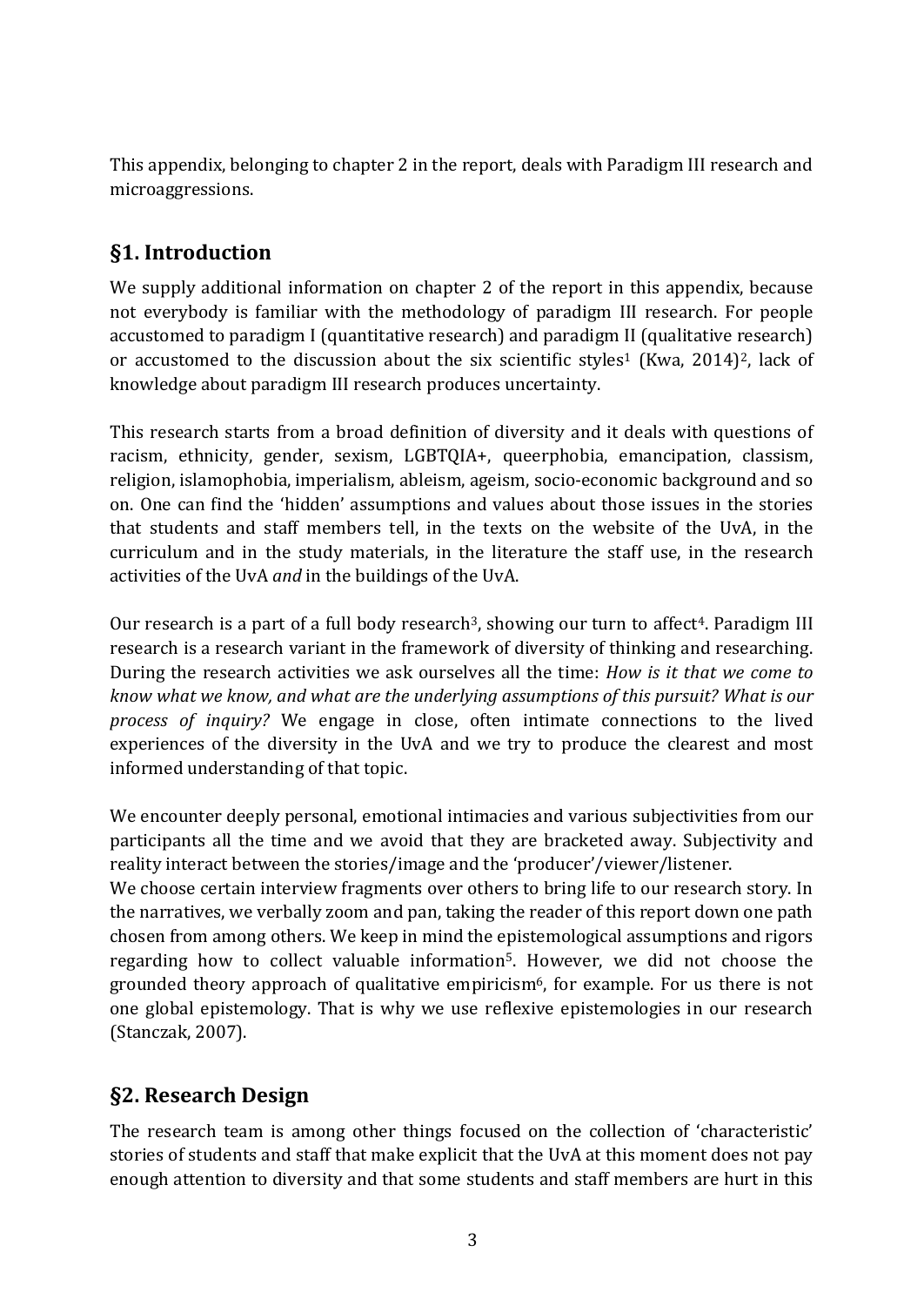This appendix, belonging to chapter 2 in the report, deals with Paradigm III research and microaggressions.

## §1. Introduction

We supply additional information on chapter 2 of the report in this appendix, because not everybody is familiar with the methodology of paradigm III research. For people accustomed to paradigm I (quantitative research) and paradigm II (qualitative research) or accustomed to the discussion about the six scientific styles[1] (Kwa, 2014)[2], lack of knowledge about paradigm III research produces uncertainty.

This research starts from a broad definition of diversity and it deals with questions of racism, ethnicity, gender, sexism, LGBTQIA+, queerphobia, emancipation, classism, religion, islamophobia, imperialism, ableism, ageism, socio-economic background and so on. One can find the 'hidden' assumptions and values about those issues in the stories that students and staff members tell, in the texts on the website of the UvA, in the curriculum and in the study materials, in the literature the staff use, in the research activities of the UvA *and* in the buildings of the UvA.

Our research is a part of a full body research[3], showing our turn to affect[4]. Paradigm III research is a research variant in the framework of diversity of thinking and researching. During the research activities we ask ourselves all the time: *How is it that we come to know what we know, and what are the underlying assumptions of this pursuit? What is our process of inquiry?* We engage in close, often intimate connections to the lived experiences of the diversity in the UvA and we try to produce the clearest and most informed understanding of that topic.

We encounter deeply personal, emotional intimacies and various subjectivities from our participants all the time and we avoid that they are bracketed away. Subjectivity and reality interact between the stories/image and the 'producer'/viewer/listener.
We choose certain interview fragments over others to bring life to our research story. In the narratives, we verbally zoom and pan, taking the reader of this report down one path chosen from among others. We keep in mind the epistemological assumptions and rigors regarding how to collect valuable information[5]. However, we did not choose the grounded theory approach of qualitative empiricism[6], for example. For us there is not one global epistemology. That is why we use reflexive epistemologies in our research (Stanczak, 2007).

## §2. Research Design

The research team is among other things focused on the collection of 'characteristic' stories of students and staff that make explicit that the UvA at this moment does not pay enough attention to diversity and that some students and staff members are hurt in this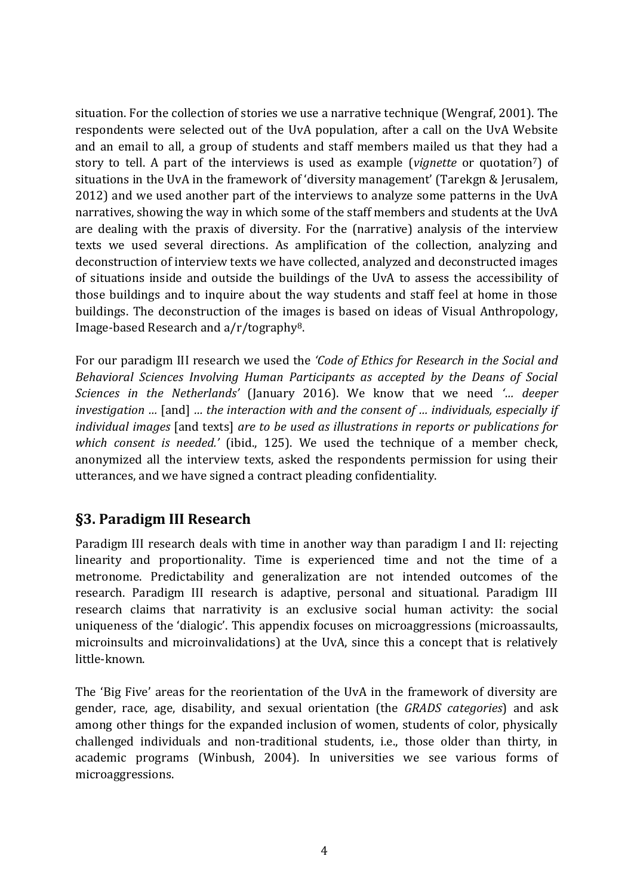situation. For the collection of stories we use a narrative technique (Wengraf, 2001). The respondents were selected out of the UvA population, after a call on the UvA Website and an email to all, a group of students and staff members mailed us that they had a story to tell. A part of the interviews is used as example (*vignette* or quotation[7]) of situations in the UvA in the framework of 'diversity management' (Tarekgn & Jerusalem, 2012) and we used another part of the interviews to analyze some patterns in the UvA narratives, showing the way in which some of the staff members and students at the UvA are dealing with the praxis of diversity. For the (narrative) analysis of the interview texts we used several directions. As amplification of the collection, analyzing and deconstruction of interview texts we have collected, analyzed and deconstructed images of situations inside and outside the buildings of the UvA to assess the accessibility of those buildings and to inquire about the way students and staff feel at home in those buildings. The deconstruction of the images is based on ideas of Visual Anthropology, Image-based Research and a/r/tography[8].

For our paradigm III research we used the *'Code of Ethics for Research in the Social and Behavioral Sciences Involving Human Participants as accepted by the Deans of Social Sciences in the Netherlands'* (January 2016). We know that we need *'… deeper investigation …* [and] *… the interaction with and the consent of … individuals, especially if individual images* [and texts] *are to be used as illustrations in reports or publications for which consent is needed.'* (ibid., 125). We used the technique of a member check, anonymized all the interview texts, asked the respondents permission for using their utterances, and we have signed a contract pleading confidentiality.

## §3. Paradigm III Research

Paradigm III research deals with time in another way than paradigm I and II: rejecting linearity and proportionality. Time is experienced time and not the time of a metronome. Predictability and generalization are not intended outcomes of the research. Paradigm III research is adaptive, personal and situational. Paradigm III research claims that narrativity is an exclusive social human activity: the social uniqueness of the 'dialogic'. This appendix focuses on microaggressions (microassaults, microinsults and microinvalidations) at the UvA, since this a concept that is relatively little-known.

The 'Big Five' areas for the reorientation of the UvA in the framework of diversity are gender, race, age, disability, and sexual orientation (the *GRADS categories*) and ask among other things for the expanded inclusion of women, students of color, physically challenged individuals and non-traditional students, i.e., those older than thirty, in academic programs (Winbush, 2004). In universities we see various forms of microaggressions.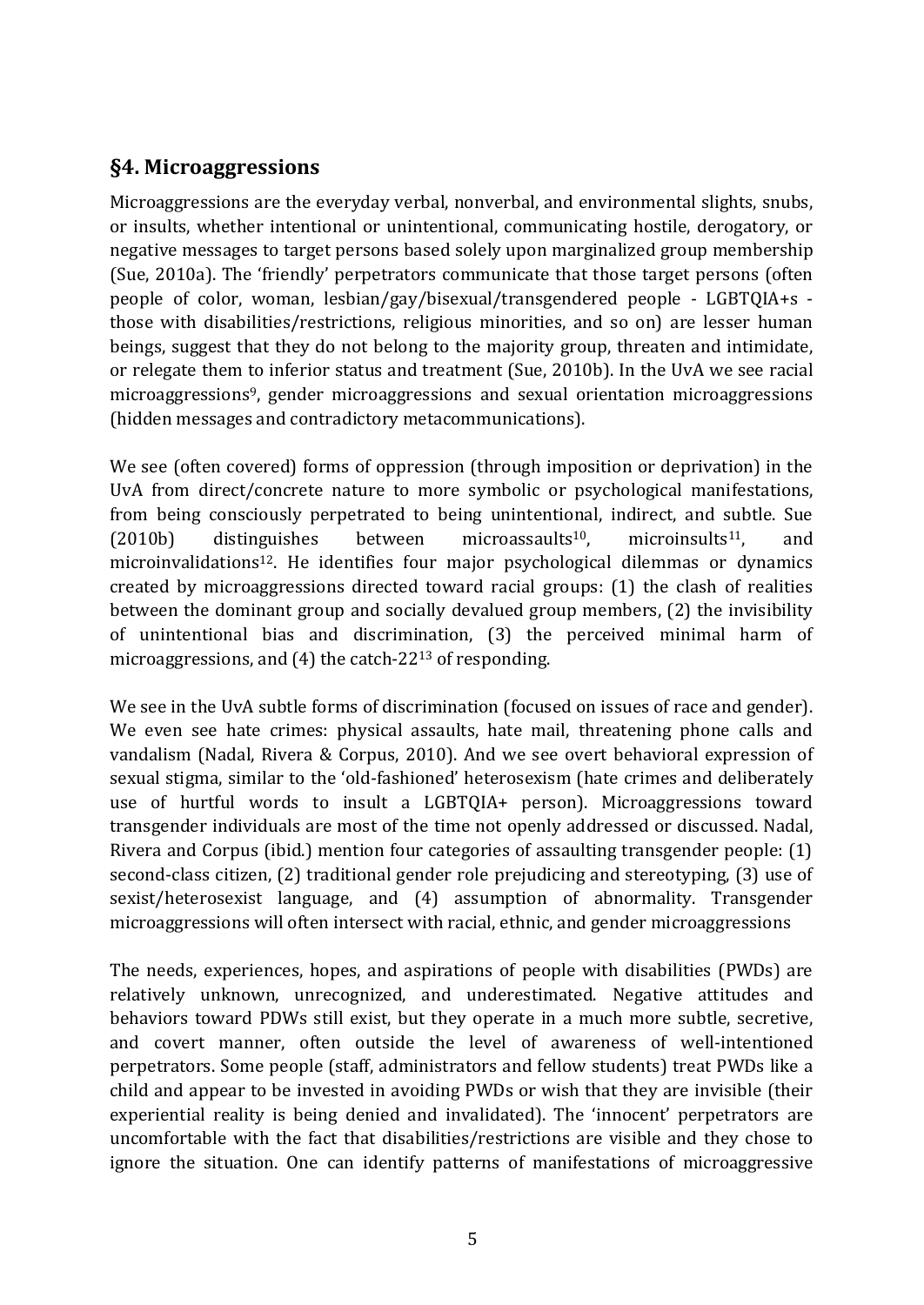## §4. Microaggressions

Microaggressions are the everyday verbal, nonverbal, and environmental slights, snubs, or insults, whether intentional or unintentional, communicating hostile, derogatory, or negative messages to target persons based solely upon marginalized group membership (Sue, 2010a). The 'friendly' perpetrators communicate that those target persons (often people of color, woman, lesbian/gay/bisexual/transgendered people - LGBTQIA+s - those with disabilities/restrictions, religious minorities, and so on) are lesser human beings, suggest that they do not belong to the majority group, threaten and intimidate, or relegate them to inferior status and treatment (Sue, 2010b). In the UvA we see racial microaggressions[9], gender microaggressions and sexual orientation microaggressions (hidden messages and contradictory metacommunications).

We see (often covered) forms of oppression (through imposition or deprivation) in the UvA from direct/concrete nature to more symbolic or psychological manifestations, from being consciously perpetrated to being unintentional, indirect, and subtle. Sue (2010b) distinguishes between microassaults[10], microinsults[11], and microinvalidations[12]. He identifies four major psychological dilemmas or dynamics created by microaggressions directed toward racial groups: (1) the clash of realities between the dominant group and socially devalued group members, (2) the invisibility of unintentional bias and discrimination, (3) the perceived minimal harm of microaggressions, and (4) the catch-22[13] of responding.

We see in the UvA subtle forms of discrimination (focused on issues of race and gender). We even see hate crimes: physical assaults, hate mail, threatening phone calls and vandalism (Nadal, Rivera & Corpus, 2010). And we see overt behavioral expression of sexual stigma, similar to the 'old-fashioned' heterosexism (hate crimes and deliberately use of hurtful words to insult a LGBTQIA+ person). Microaggressions toward transgender individuals are most of the time not openly addressed or discussed. Nadal, Rivera and Corpus (ibid.) mention four categories of assaulting transgender people: (1) second-class citizen, (2) traditional gender role prejudicing and stereotyping, (3) use of sexist/heterosexist language, and (4) assumption of abnormality. Transgender microaggressions will often intersect with racial, ethnic, and gender microaggressions

The needs, experiences, hopes, and aspirations of people with disabilities (PWDs) are relatively unknown, unrecognized, and underestimated. Negative attitudes and behaviors toward PDWs still exist, but they operate in a much more subtle, secretive, and covert manner, often outside the level of awareness of well-intentioned perpetrators. Some people (staff, administrators and fellow students) treat PWDs like a child and appear to be invested in avoiding PWDs or wish that they are invisible (their experiential reality is being denied and invalidated). The 'innocent' perpetrators are uncomfortable with the fact that disabilities/restrictions are visible and they chose to ignore the situation. One can identify patterns of manifestations of microaggressive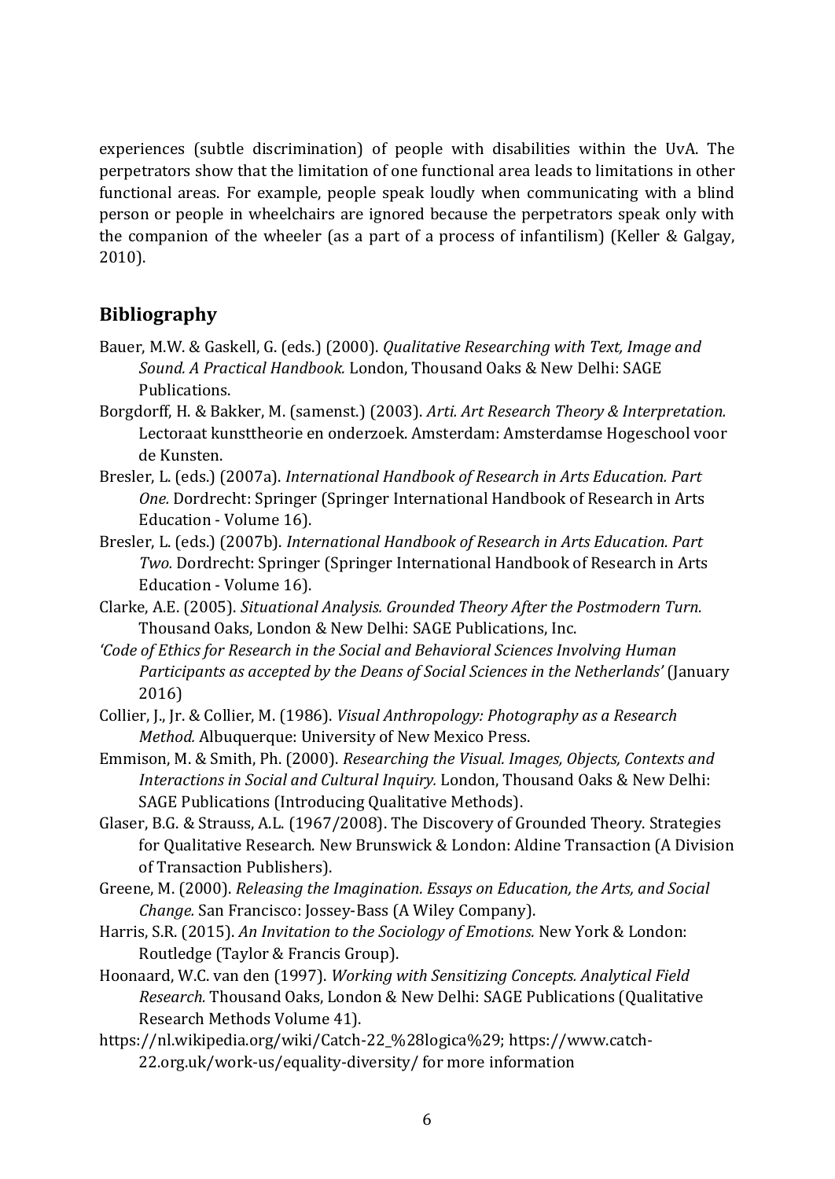experiences (subtle discrimination) of people with disabilities within the UvA. The perpetrators show that the limitation of one functional area leads to limitations in other functional areas. For example, people speak loudly when communicating with a blind person or people in wheelchairs are ignored because the perpetrators speak only with the companion of the wheeler (as a part of a process of infantilism) (Keller & Galgay, 2010).

## Bibliography

Bauer, M.W. & Gaskell, G. (eds.) (2000). *Qualitative Researching with Text, Image and Sound. A Practical Handbook.* London, Thousand Oaks & New Delhi: SAGE Publications.

Borgdorff, H. & Bakker, M. (samenst.) (2003). *Arti. Art Research Theory & Interpretation.* Lectoraat kunsttheorie en onderzoek. Amsterdam: Amsterdamse Hogeschool voor de Kunsten.

Bresler, L. (eds.) (2007a). *International Handbook of Research in Arts Education. Part One.* Dordrecht: Springer (Springer International Handbook of Research in Arts Education - Volume 16).

Bresler, L. (eds.) (2007b). *International Handbook of Research in Arts Education. Part Two.* Dordrecht: Springer (Springer International Handbook of Research in Arts Education - Volume 16).

Clarke, A.E. (2005). *Situational Analysis. Grounded Theory After the Postmodern Turn.* Thousand Oaks, London & New Delhi: SAGE Publications, Inc.

*'Code of Ethics for Research in the Social and Behavioral Sciences Involving Human Participants as accepted by the Deans of Social Sciences in the Netherlands'* (January 2016)

Collier, J., Jr. & Collier, M. (1986). *Visual Anthropology: Photography as a Research Method.* Albuquerque: University of New Mexico Press.

Emmison, M. & Smith, Ph. (2000). *Researching the Visual. Images, Objects, Contexts and Interactions in Social and Cultural Inquiry.* London, Thousand Oaks & New Delhi: SAGE Publications (Introducing Qualitative Methods).

Glaser, B.G. & Strauss, A.L. (1967/2008). The Discovery of Grounded Theory. Strategies for Qualitative Research. New Brunswick & London: Aldine Transaction (A Division of Transaction Publishers).

Greene, M. (2000). *Releasing the Imagination. Essays on Education, the Arts, and Social Change.* San Francisco: Jossey-Bass (A Wiley Company).

Harris, S.R. (2015). *An Invitation to the Sociology of Emotions.* New York & London: Routledge (Taylor & Francis Group).

Hoonaard, W.C. van den (1997). *Working with Sensitizing Concepts. Analytical Field Research.* Thousand Oaks, London & New Delhi: SAGE Publications (Qualitative Research Methods Volume 41).

https://nl.wikipedia.org/wiki/Catch-22_%28logica%29; https://www.catch-22.org.uk/work-us/equality-diversity/ for more information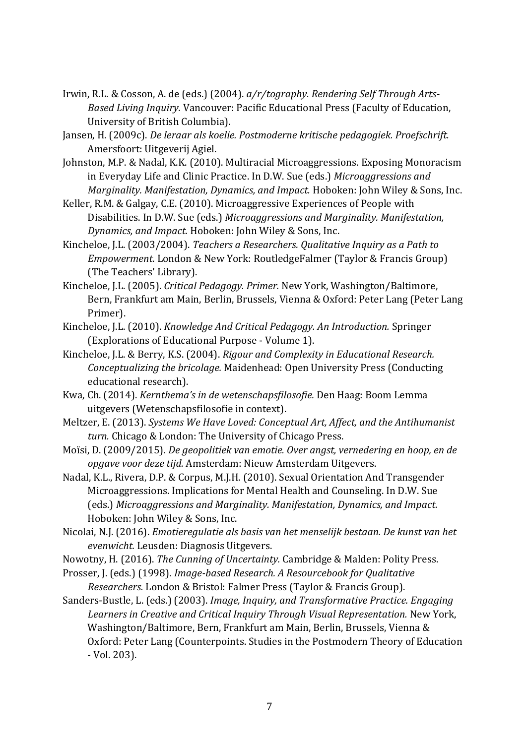Irwin, R.L. & Cosson, A. de (eds.) (2004). *a/r/tography. Rendering Self Through Arts-Based Living Inquiry.* Vancouver: Pacific Educational Press (Faculty of Education, University of British Columbia).

Jansen, H. (2009c). *De leraar als koelie. Postmoderne kritische pedagogiek. Proefschrift.* Amersfoort: Uitgeverij Agiel.

Johnston, M.P. & Nadal, K.K. (2010). Multiracial Microaggressions. Exposing Monoracism in Everyday Life and Clinic Practice. In D.W. Sue (eds.) *Microaggressions and Marginality. Manifestation, Dynamics, and Impact.* Hoboken: John Wiley & Sons, Inc.

Keller, R.M. & Galgay, C.E. (2010). Microaggressive Experiences of People with Disabilities. In D.W. Sue (eds.) *Microaggressions and Marginality. Manifestation, Dynamics, and Impact.* Hoboken: John Wiley & Sons, Inc.

Kincheloe, J.L. (2003/2004). *Teachers a Researchers. Qualitative Inquiry as a Path to Empowerment.* London & New York: RoutledgeFalmer (Taylor & Francis Group) (The Teachers' Library).

Kincheloe, J.L. (2005). *Critical Pedagogy. Primer.* New York, Washington/Baltimore, Bern, Frankfurt am Main, Berlin, Brussels, Vienna & Oxford: Peter Lang (Peter Lang Primer).

Kincheloe, J.L. (2010). *Knowledge And Critical Pedagogy. An Introduction.* Springer (Explorations of Educational Purpose - Volume 1).

Kincheloe, J.L. & Berry, K.S. (2004). *Rigour and Complexity in Educational Research. Conceptualizing the bricolage.* Maidenhead: Open University Press (Conducting educational research).

Kwa, Ch. (2014). *Kernthema's in de wetenschapsfilosofie.* Den Haag: Boom Lemma uitgevers (Wetenschapsfilosofie in context).

Meltzer, E. (2013). *Systems We Have Loved: Conceptual Art, Affect, and the Antihumanist turn.* Chicago & London: The University of Chicago Press.

Moïsi, D. (2009/2015). *De geopolitiek van emotie. Over angst, vernedering en hoop, en de opgave voor deze tijd.* Amsterdam: Nieuw Amsterdam Uitgevers.

Nadal, K.L., Rivera, D.P. & Corpus, M.J.H. (2010). Sexual Orientation And Transgender Microaggressions. Implications for Mental Health and Counseling. In D.W. Sue (eds.) *Microaggressions and Marginality. Manifestation, Dynamics, and Impact.* Hoboken: John Wiley & Sons, Inc.

Nicolai, N.J. (2016). *Emotieregulatie als basis van het menselijk bestaan. De kunst van het evenwicht.* Leusden: Diagnosis Uitgevers.

Nowotny, H. (2016). *The Cunning of Uncertainty.* Cambridge & Malden: Polity Press.

Prosser, J. (eds.) (1998). *Image-based Research. A Resourcebook for Qualitative Researchers.* London & Bristol: Falmer Press (Taylor & Francis Group).

Sanders-Bustle, L. (eds.) (2003). *Image, Inquiry, and Transformative Practice. Engaging Learners in Creative and Critical Inquiry Through Visual Representation.* New York, Washington/Baltimore, Bern, Frankfurt am Main, Berlin, Brussels, Vienna & Oxford: Peter Lang (Counterpoints. Studies in the Postmodern Theory of Education - Vol. 203).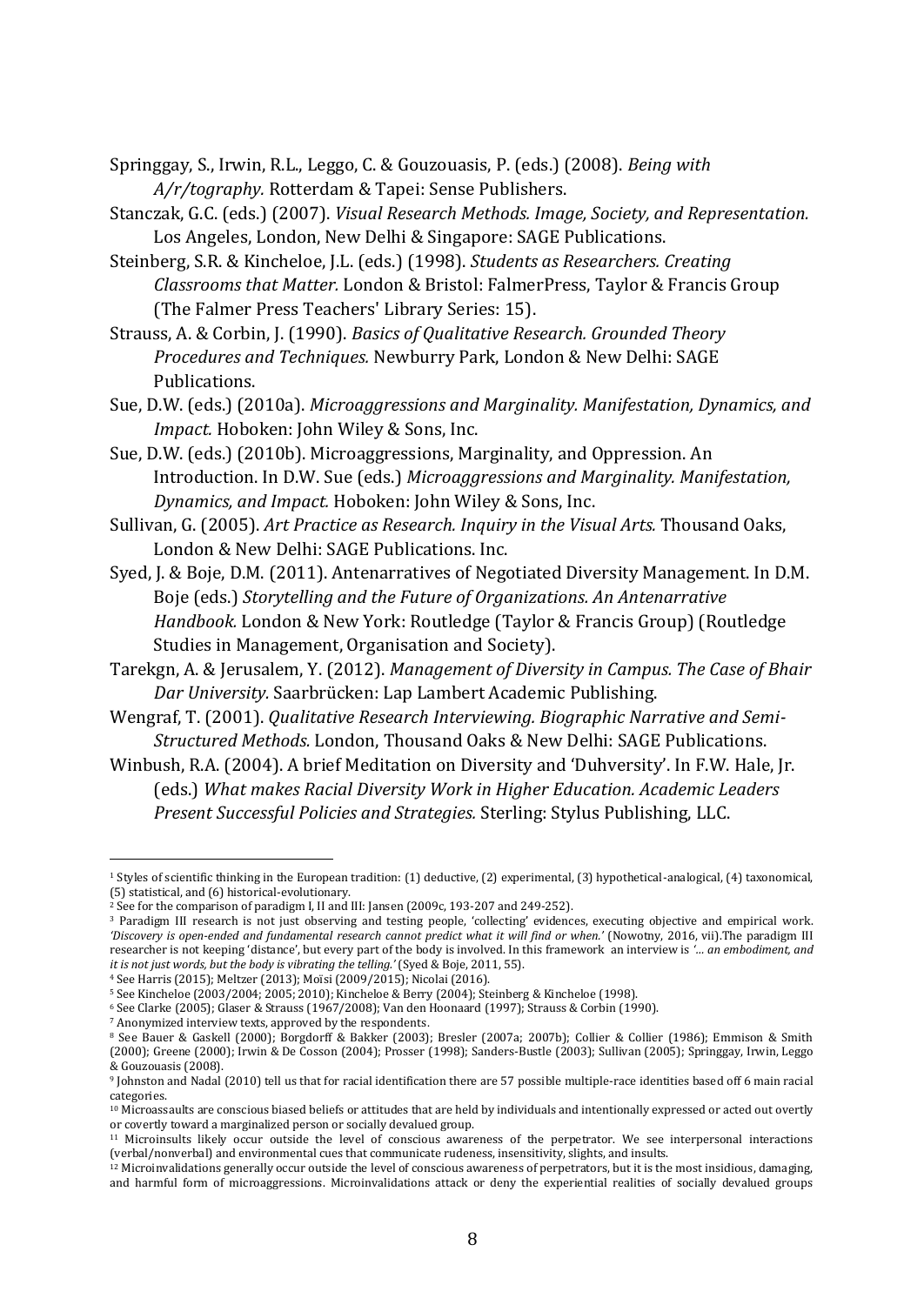Springgay, S., Irwin, R.L., Leggo, C. & Gouzouasis, P. (eds.) (2008). *Being with A/r/tography.* Rotterdam & Tapei: Sense Publishers.

Stanczak, G.C. (eds.) (2007). *Visual Research Methods. Image, Society, and Representation.* Los Angeles, London, New Delhi & Singapore: SAGE Publications.

Steinberg, S.R. & Kincheloe, J.L. (eds.) (1998). *Students as Researchers. Creating Classrooms that Matter.* London & Bristol: FalmerPress, Taylor & Francis Group (The Falmer Press Teachers' Library Series: 15).

Strauss, A. & Corbin, J. (1990). *Basics of Qualitative Research. Grounded Theory Procedures and Techniques.* Newburry Park, London & New Delhi: SAGE Publications.

Sue, D.W. (eds.) (2010a). *Microaggressions and Marginality. Manifestation, Dynamics, and Impact.* Hoboken: John Wiley & Sons, Inc.

Sue, D.W. (eds.) (2010b). Microaggressions, Marginality, and Oppression. An Introduction. In D.W. Sue (eds.) *Microaggressions and Marginality. Manifestation, Dynamics, and Impact.* Hoboken: John Wiley & Sons, Inc.

Sullivan, G. (2005). *Art Practice as Research. Inquiry in the Visual Arts.* Thousand Oaks, London & New Delhi: SAGE Publications. Inc.

Syed, J. & Boje, D.M. (2011). Antenarratives of Negotiated Diversity Management. In D.M. Boje (eds.) *Storytelling and the Future of Organizations. An Antenarrative Handbook.* London & New York: Routledge (Taylor & Francis Group) (Routledge Studies in Management, Organisation and Society).

Tarekgn, A. & Jerusalem, Y. (2012). *Management of Diversity in Campus. The Case of Bhair Dar University.* Saarbrücken: Lap Lambert Academic Publishing.

Wengraf, T. (2001). *Qualitative Research Interviewing. Biographic Narrative and Semi-Structured Methods.* London, Thousand Oaks & New Delhi: SAGE Publications.

Winbush, R.A. (2004). A brief Meditation on Diversity and 'Duhversity'. In F.W. Hale, Jr. (eds.) *What makes Racial Diversity Work in Higher Education. Academic Leaders Present Successful Policies and Strategies.* Sterling: Stylus Publishing, LLC.

---

[1] Styles of scientific thinking in the European tradition: (1) deductive, (2) experimental, (3) hypothetical-analogical, (4) taxonomical, (5) statistical, and (6) historical-evolutionary.

[2] See for the comparison of paradigm I, II and III: Jansen (2009c, 193-207 and 249-252).

[3] Paradigm III research is not just observing and testing people, 'collecting' evidences, executing objective and empirical work. *'Discovery is open-ended and fundamental research cannot predict what it will find or when.'* (Nowotny, 2016, vii).The paradigm III researcher is not keeping 'distance', but every part of the body is involved. In this framework an interview is *'... an embodiment, and it is not just words, but the body is vibrating the telling.'* (Syed & Boje, 2011, 55).

[4] See Harris (2015); Meltzer (2013); Moïsi (2009/2015); Nicolai (2016).

[5] See Kincheloe (2003/2004; 2005; 2010); Kincheloe & Berry (2004); Steinberg & Kincheloe (1998).

[6] See Clarke (2005); Glaser & Strauss (1967/2008); Van den Hoonaard (1997); Strauss & Corbin (1990).

[7] Anonymized interview texts, approved by the respondents.

[8] See Bauer & Gaskell (2000); Borgdorff & Bakker (2003); Bresler (2007a; 2007b); Collier & Collier (1986); Emmison & Smith (2000); Greene (2000); Irwin & De Cosson (2004); Prosser (1998); Sanders-Bustle (2003); Sullivan (2005); Springgay, Irwin, Leggo & Gouzouasis (2008).

[9] Johnston and Nadal (2010) tell us that for racial identification there are 57 possible multiple-race identities based off 6 main racial categories.

[10] Microassaults are conscious biased beliefs or attitudes that are held by individuals and intentionally expressed or acted out overtly or covertly toward a marginalized person or socially devalued group.

[11] Microinsults likely occur outside the level of conscious awareness of the perpetrator. We see interpersonal interactions (verbal/nonverbal) and environmental cues that communicate rudeness, insensitivity, slights, and insults.

[12] Microinvalidations generally occur outside the level of conscious awareness of perpetrators, but it is the most insidious, damaging, and harmful form of microaggressions. Microinvalidations attack or deny the experiential realities of socially devalued groups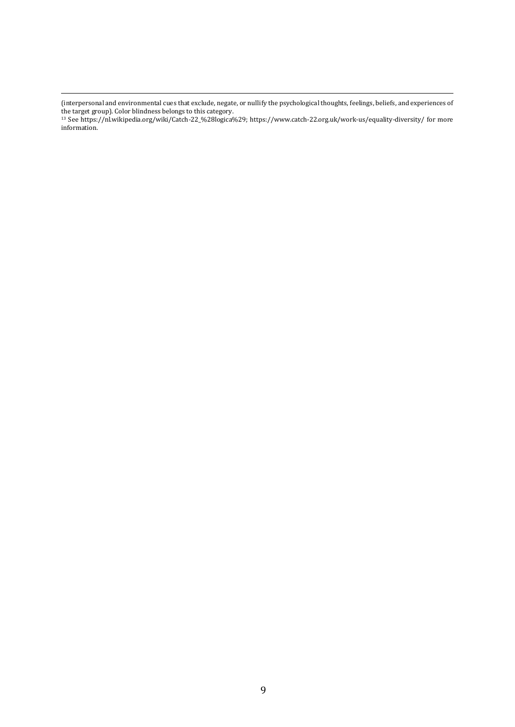(interpersonal and environmental cues that exclude, negate, or nullify the psychological thoughts, feelings, beliefs, and experiences of the target group). Color blindness belongs to this category.

[13] See https://nl.wikipedia.org/wiki/Catch-22_%28logica%29; https://www.catch-22.org.uk/work-us/equality-diversity/ for more information.